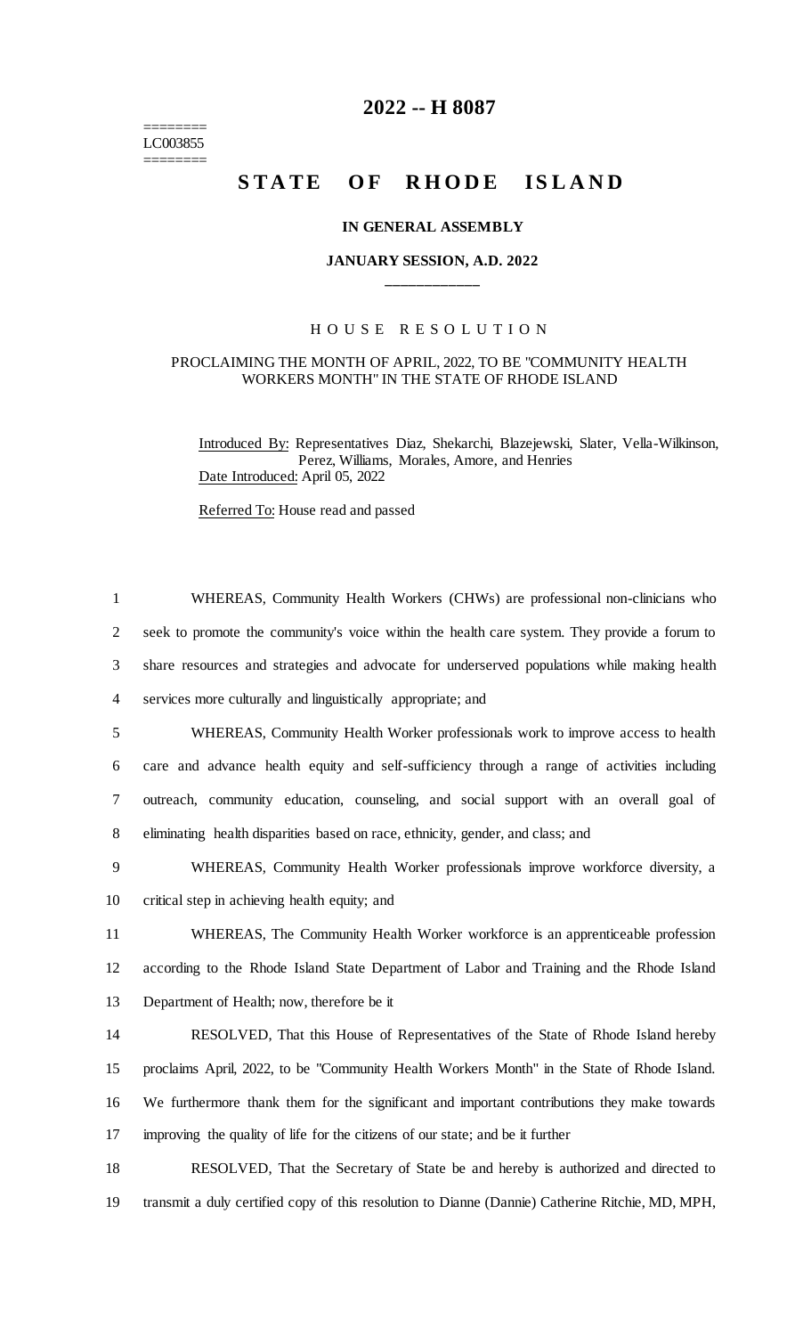# 2022 -- H 8087

========
LC003855
========

## STATE OF RHODE ISLAND

### IN GENERAL ASSEMBLY

### JANUARY SESSION, A.D. 2022

\_\_\_\_\_\_\_\_\_\_\_\_

H O U S E   R E S O L U T I O N

PROCLAIMING THE MONTH OF APRIL, 2022, TO BE "COMMUNITY HEALTH WORKERS MONTH" IN THE STATE OF RHODE ISLAND

Introduced By: Representatives Diaz, Shekarchi, Blazejewski, Slater, Vella-Wilkinson, Perez, Williams, Morales, Amore, and Henries

Date Introduced: April 05, 2022

Referred To: House read and passed

1 WHEREAS, Community Health Workers (CHWs) are professional non-clinicians who
2 seek to promote the community's voice within the health care system. They provide a forum to
3 share resources and strategies and advocate for underserved populations while making health
4 services more culturally and linguistically appropriate; and

5 WHEREAS, Community Health Worker professionals work to improve access to health
6 care and advance health equity and self-sufficiency through a range of activities including
7 outreach, community education, counseling, and social support with an overall goal of
8 eliminating health disparities based on race, ethnicity, gender, and class; and

9 WHEREAS, Community Health Worker professionals improve workforce diversity, a
10 critical step in achieving health equity; and

11 WHEREAS, The Community Health Worker workforce is an apprenticeable profession
12 according to the Rhode Island State Department of Labor and Training and the Rhode Island
13 Department of Health; now, therefore be it

14 RESOLVED, That this House of Representatives of the State of Rhode Island hereby
15 proclaims April, 2022, to be "Community Health Workers Month" in the State of Rhode Island.
16 We furthermore thank them for the significant and important contributions they make towards
17 improving the quality of life for the citizens of our state; and be it further

18 RESOLVED, That the Secretary of State be and hereby is authorized and directed to
19 transmit a duly certified copy of this resolution to Dianne (Dannie) Catherine Ritchie, MD, MPH,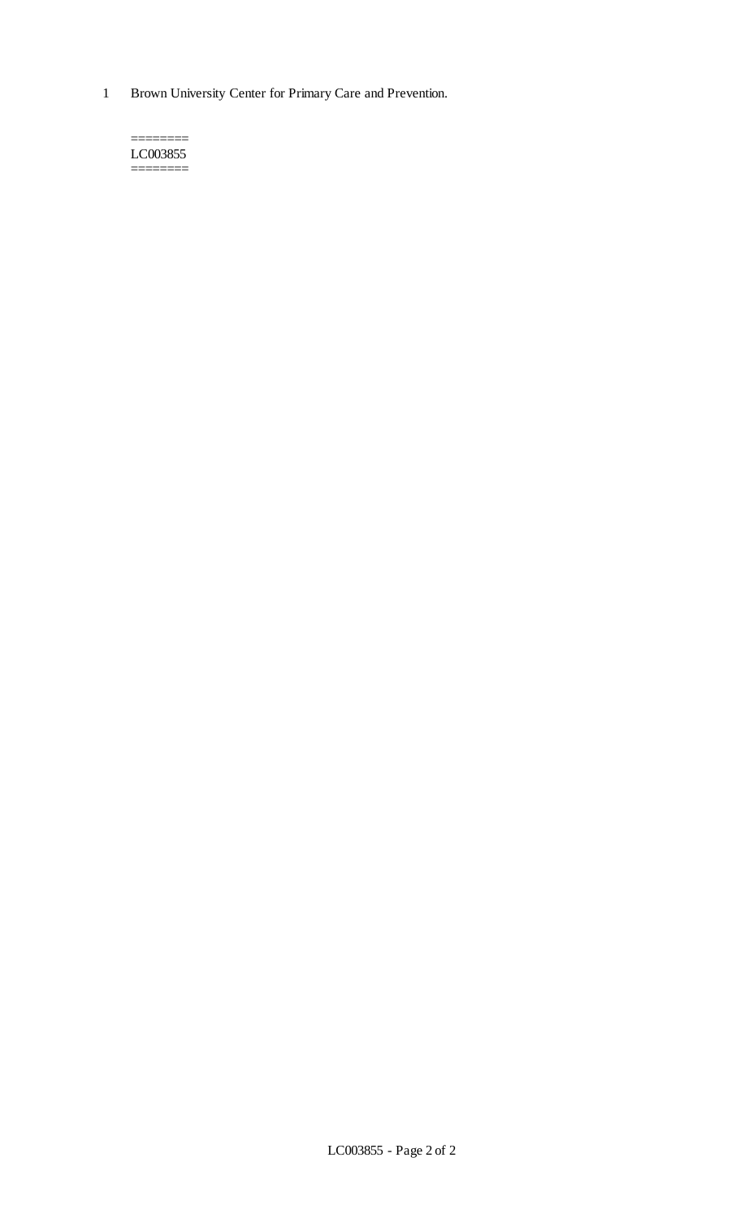1 Brown University Center for Primary Care and Prevention.

========
LC003855
========